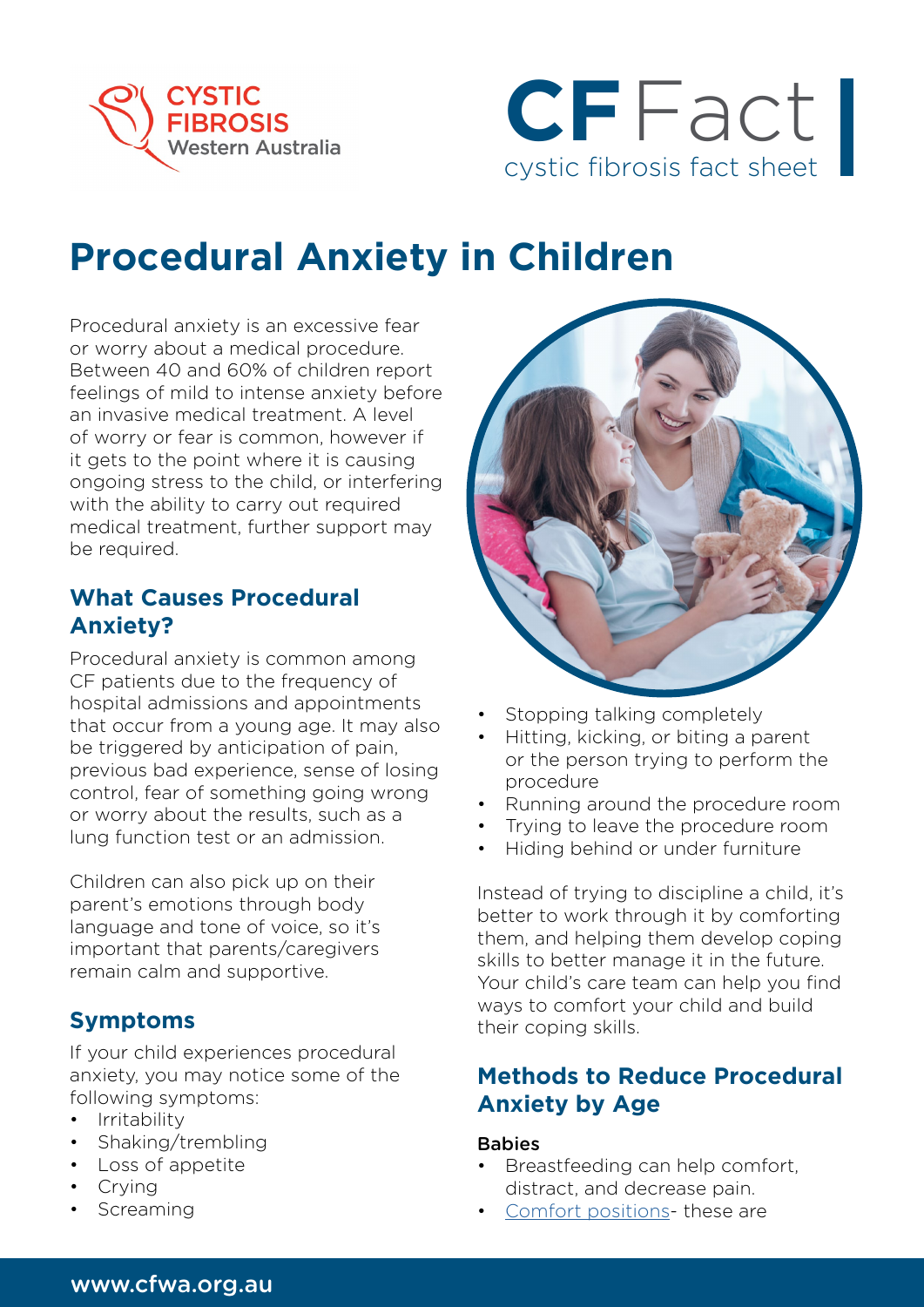# Procedural Anxiety in Children

Procedural anxiety is an excessive fear or worry about a medical procedure. Between 40 and 60% of children report feelings of mild to intense anxiety before an invasive medical treatment. A level of worry or fear is common, however if it gets to the point where it is causing ongoing stress to the child, or interfering with the ability to carry out required medical treatment, further support may be required.

## What Causes Procedural Anxiety?

Procedural anxiety is common among CF patients due to the frequency of hospital admissions and appointments that occur from a young age. It may also be triggered by anticipation of pain, previous bad experience, sense of losing control, fear of something going wrong or worry about the results, such as a lung function test or an admission.

Children can also pick up on their parent's emotions through body language and tone of voice, so it's important that parents/caregivers remain calm and supportive.

## Symptoms

If your child experiences procedural anxiety, you may notice some of the following symptoms:

- Irritability
- Shaking/trembling
- Loss of appetite
- Crying
- Screaming
- Stopping talking completely
- Hitting, kicking, or biting a parent or the person trying to perform the procedure
- Running around the procedure room
- Trying to leave the procedure room
- Hiding behind or under furniture

Instead of trying to discipline a child, it's better to work through it by comforting them, and helping them develop coping skills to better manage it in the future. Your child's care team can help you find ways to comfort your child and build their coping skills.

## Methods to Reduce Procedural Anxiety by Age

### Babies

- Breastfeeding can help comfort, distract, and decrease pain.
- Comfort positions- these are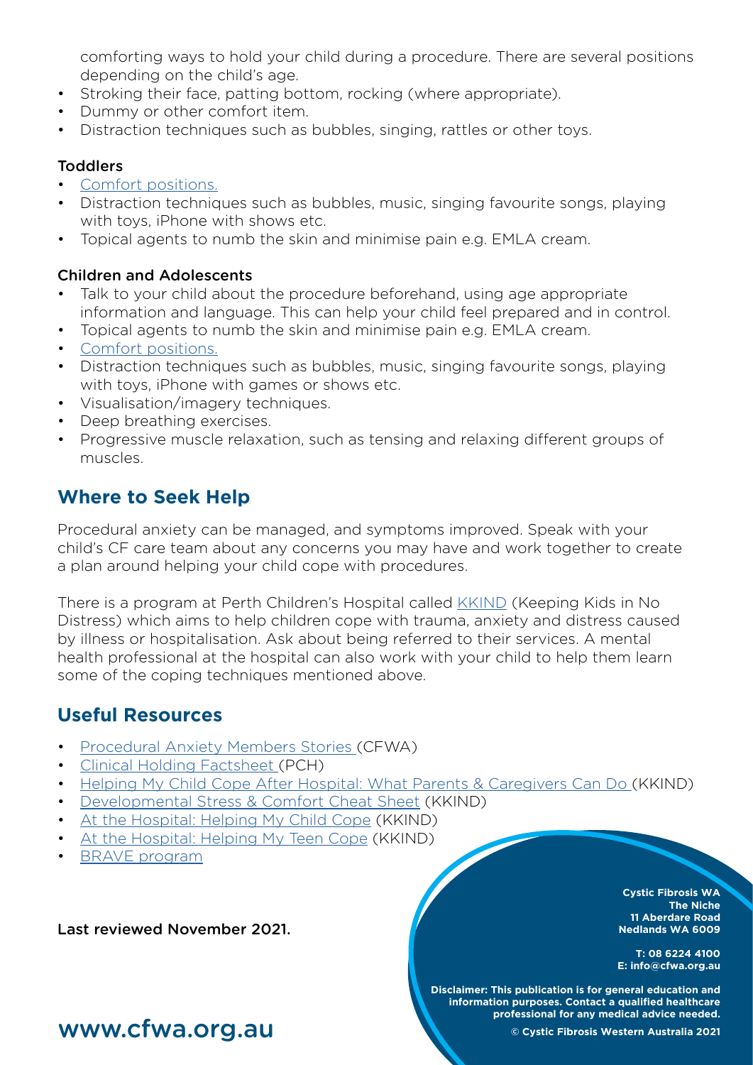comforting ways to hold your child during a procedure. There are several positions depending on the child's age.
- Stroking their face, patting bottom, rocking (where appropriate).
- Dummy or other comfort item.
- Distraction techniques such as bubbles, singing, rattles or other toys.

#### Toddlers

- Comfort positions.
- Distraction techniques such as bubbles, music, singing favourite songs, playing with toys, iPhone with shows etc.
- Topical agents to numb the skin and minimise pain e.g. EMLA cream.

#### Children and Adolescents

- Talk to your child about the procedure beforehand, using age appropriate information and language. This can help your child feel prepared and in control.
- Topical agents to numb the skin and minimise pain e.g. EMLA cream.
- Comfort positions.
- Distraction techniques such as bubbles, music, singing favourite songs, playing with toys, iPhone with games or shows etc.
- Visualisation/imagery techniques.
- Deep breathing exercises.
- Progressive muscle relaxation, such as tensing and relaxing different groups of muscles.

## Where to Seek Help

Procedural anxiety can be managed, and symptoms improved. Speak with your child's CF care team about any concerns you may have and work together to create a plan around helping your child cope with procedures.

There is a program at Perth Children's Hospital called KKIND (Keeping Kids in No Distress) which aims to help children cope with trauma, anxiety and distress caused by illness or hospitalisation. Ask about being referred to their services. A mental health professional at the hospital can also work with your child to help them learn some of the coping techniques mentioned above.

## Useful Resources

- Procedural Anxiety Members Stories (CFWA)
- Clinical Holding Factsheet (PCH)
- Helping My Child Cope After Hospital: What Parents & Caregivers Can Do (KKIND)
- Developmental Stress & Comfort Cheat Sheet (KKIND)
- At the Hospital: Helping My Child Cope (KKIND)
- At the Hospital: Helping My Teen Cope (KKIND)
- BRAVE program

Last reviewed November 2021.

**Cystic Fibrosis WA**
**The Niche**
**11 Aberdare Road**
**Nedlands WA 6009**

**T: 08 6224 4100**
**E: info@cfwa.org.au**

**Disclaimer: This publication is for general education and information purposes. Contact a qualified healthcare professional for any medical advice needed.**

**© Cystic Fibrosis Western Australia 2021**

www.cfwa.org.au